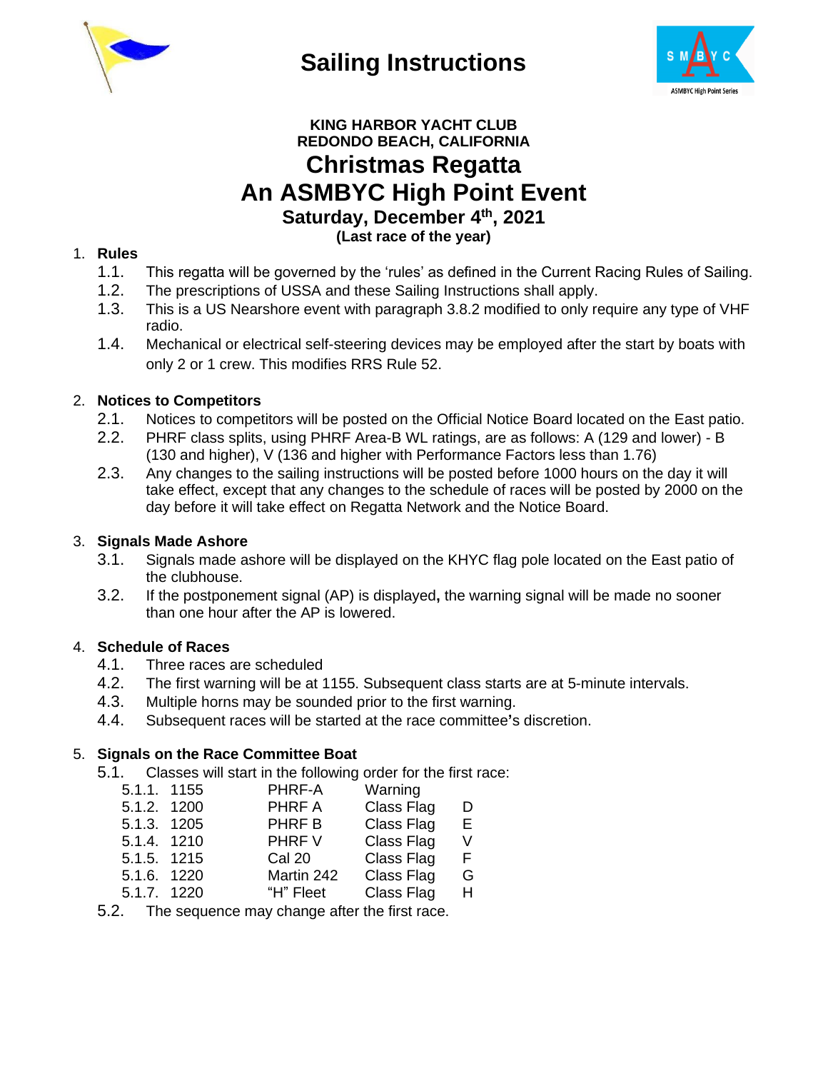# Sailing Instructions

**KING HARBOR YACHT CLUB**
**REDONDO BEACH, CALIFORNIA**

## Christmas Regatta

## An ASMBYC High Point Event

### Saturday, December 4th, 2021

**(Last race of the year)**

1. **Rules**
   1.1. This regatta will be governed by the 'rules' as defined in the Current Racing Rules of Sailing.
   1.2. The prescriptions of USSA and these Sailing Instructions shall apply.
   1.3. This is a US Nearshore event with paragraph 3.8.2 modified to only require any type of VHF radio.
   1.4. Mechanical or electrical self-steering devices may be employed after the start by boats with only 2 or 1 crew. This modifies RRS Rule 52.

2. **Notices to Competitors**
   2.1. Notices to competitors will be posted on the Official Notice Board located on the East patio.
   2.2. PHRF class splits, using PHRF Area-B WL ratings, are as follows: A (129 and lower) - B (130 and higher), V (136 and higher with Performance Factors less than 1.76)
   2.3. Any changes to the sailing instructions will be posted before 1000 hours on the day it will take effect, except that any changes to the schedule of races will be posted by 2000 on the day before it will take effect on Regatta Network and the Notice Board.

3. **Signals Made Ashore**
   3.1. Signals made ashore will be displayed on the KHYC flag pole located on the East patio of the clubhouse.
   3.2. If the postponement signal (AP) is displayed**,** the warning signal will be made no sooner than one hour after the AP is lowered.

4. **Schedule of Races**
   4.1. Three races are scheduled
   4.2. The first warning will be at 1155. Subsequent class starts are at 5-minute intervals.
   4.3. Multiple horns may be sounded prior to the first warning.
   4.4. Subsequent races will be started at the race committee**'**s discretion.

5. **Signals on the Race Committee Boat**
   5.1. Classes will start in the following order for the first race:

| | Time | Class | Signal | Flag |
|---|---|---|---|---|
| 5.1.1. | 1155 | PHRF-A | Warning | |
| 5.1.2. | 1200 | PHRF A | Class Flag | D |
| 5.1.3. | 1205 | PHRF B | Class Flag | E |
| 5.1.4. | 1210 | PHRF V | Class Flag | V |
| 5.1.5. | 1215 | Cal 20 | Class Flag | F |
| 5.1.6. | 1220 | Martin 242 | Class Flag | G |
| 5.1.7. | 1220 | "H" Fleet | Class Flag | H |

   5.2. The sequence may change after the first race.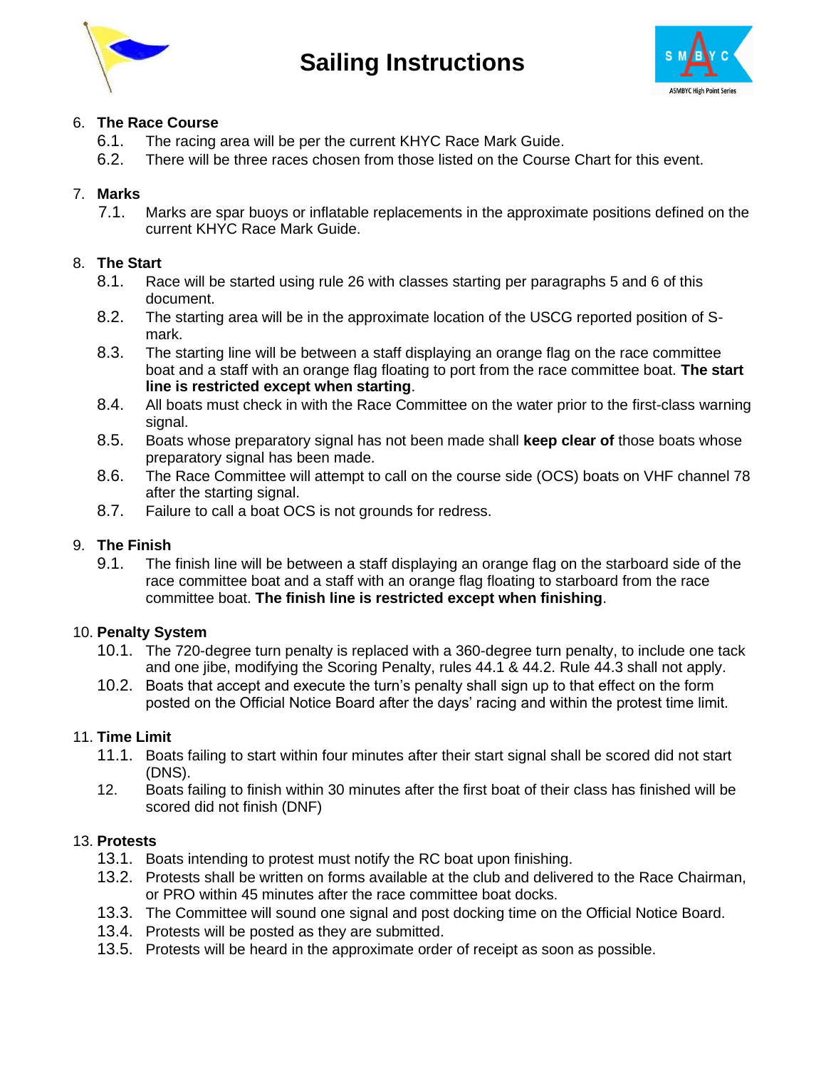# Sailing Instructions

6. **The Race Course**
   6.1. The racing area will be per the current KHYC Race Mark Guide.
   6.2. There will be three races chosen from those listed on the Course Chart for this event.

7. **Marks**
   7.1. Marks are spar buoys or inflatable replacements in the approximate positions defined on the current KHYC Race Mark Guide.

8. **The Start**
   8.1. Race will be started using rule 26 with classes starting per paragraphs 5 and 6 of this document.
   8.2. The starting area will be in the approximate location of the USCG reported position of S-mark.
   8.3. The starting line will be between a staff displaying an orange flag on the race committee boat and a staff with an orange flag floating to port from the race committee boat. **The start line is restricted except when starting**.
   8.4. All boats must check in with the Race Committee on the water prior to the first-class warning signal.
   8.5. Boats whose preparatory signal has not been made shall **keep clear of** those boats whose preparatory signal has been made.
   8.6. The Race Committee will attempt to call on the course side (OCS) boats on VHF channel 78 after the starting signal.
   8.7. Failure to call a boat OCS is not grounds for redress.

9. **The Finish**
   9.1. The finish line will be between a staff displaying an orange flag on the starboard side of the race committee boat and a staff with an orange flag floating to starboard from the race committee boat. **The finish line is restricted except when finishing**.

10. **Penalty System**
    10.1. The 720-degree turn penalty is replaced with a 360-degree turn penalty, to include one tack and one jibe, modifying the Scoring Penalty, rules 44.1 & 44.2. Rule 44.3 shall not apply.
    10.2. Boats that accept and execute the turn's penalty shall sign up to that effect on the form posted on the Official Notice Board after the days' racing and within the protest time limit.

11. **Time Limit**
    11.1. Boats failing to start within four minutes after their start signal shall be scored did not start (DNS).
    12. Boats failing to finish within 30 minutes after the first boat of their class has finished will be scored did not finish (DNF)

13. **Protests**
    13.1. Boats intending to protest must notify the RC boat upon finishing.
    13.2. Protests shall be written on forms available at the club and delivered to the Race Chairman, or PRO within 45 minutes after the race committee boat docks.
    13.3. The Committee will sound one signal and post docking time on the Official Notice Board.
    13.4. Protests will be posted as they are submitted.
    13.5. Protests will be heard in the approximate order of receipt as soon as possible.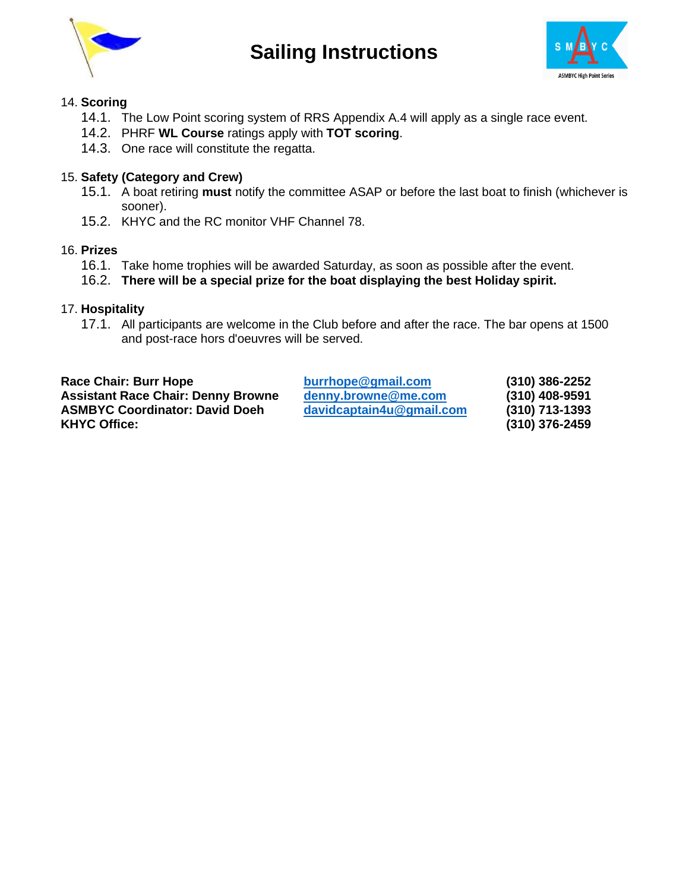# Sailing Instructions

14. **Scoring**
    - 14.1. The Low Point scoring system of RRS Appendix A.4 will apply as a single race event.
    - 14.2. PHRF **WL Course** ratings apply with **TOT scoring**.
    - 14.3. One race will constitute the regatta.

15. **Safety (Category and Crew)**
    - 15.1. A boat retiring **must** notify the committee ASAP or before the last boat to finish (whichever is sooner).
    - 15.2. KHYC and the RC monitor VHF Channel 78.

16. **Prizes**
    - 16.1. Take home trophies will be awarded Saturday, as soon as possible after the event.
    - 16.2. **There will be a special prize for the boat displaying the best Holiday spirit.**

17. **Hospitality**
    - 17.1. All participants are welcome in the Club before and after the race. The bar opens at 1500 and post-race hors d'oeuvres will be served.

| | | |
|---|---|---|
| **Race Chair: Burr Hope** | **burrhope@gmail.com** | **(310) 386-2252** |
| **Assistant Race Chair: Denny Browne** | **denny.browne@me.com** | **(310) 408-9591** |
| **ASMBYC Coordinator: David Doeh** | **davidcaptain4u@gmail.com** | **(310) 713-1393** |
| **KHYC Office:** | | **(310) 376-2459** |